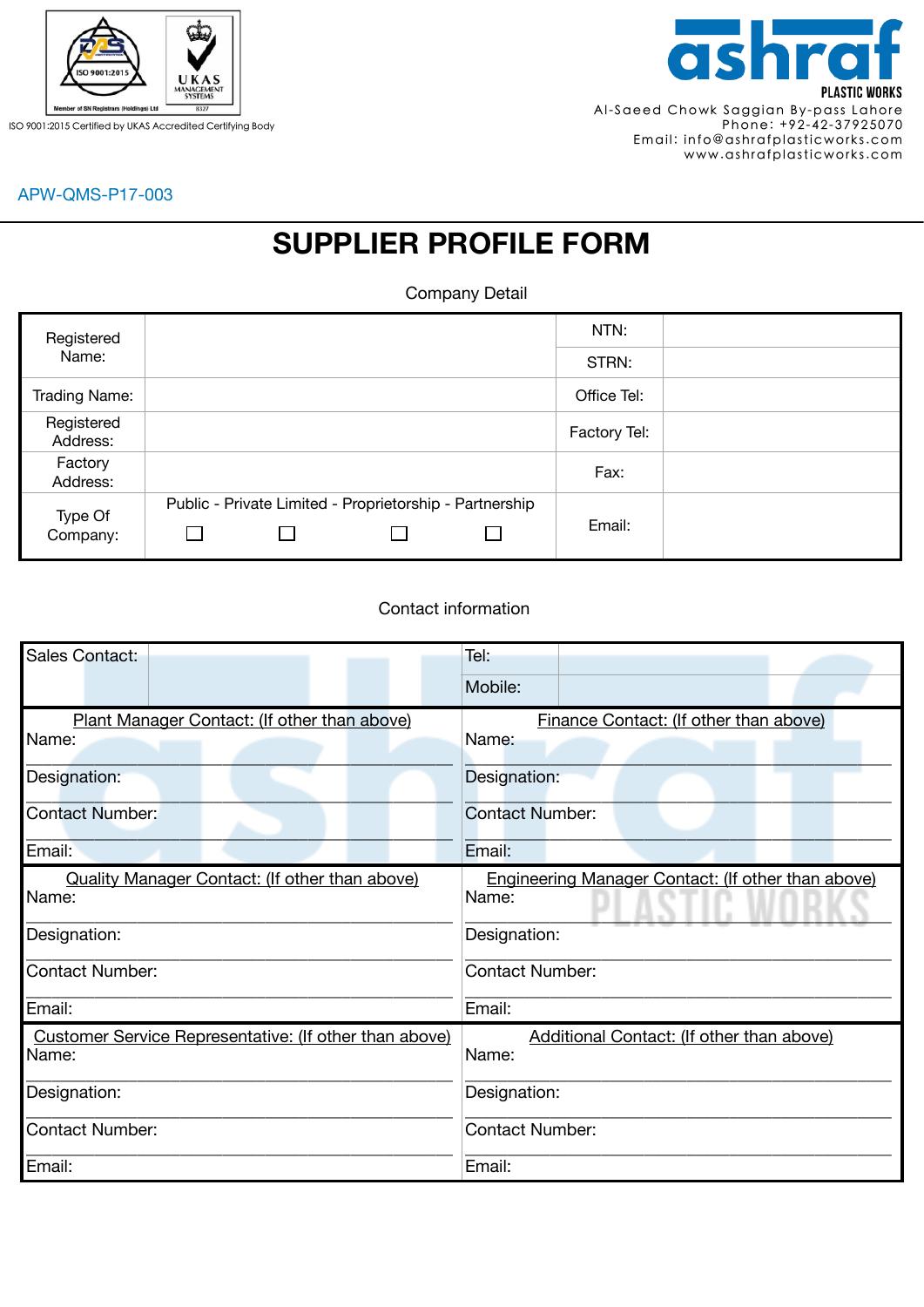ISO 9001:2015 Certified by UKAS Accredited Certifying Body

**ashraf PLASTIC WORKS**

Al-Saeed Chowk Saggian By-pass Lahore
Phone: +92-42-37925070
Email: info@ashrafplasticworks.com
www.ashrafplasticworks.com

APW-QMS-P17-003

# SUPPLIER PROFILE FORM

Company Detail

| | | | |
|---|---|---|---|
| Registered Name: | | NTN: | |
| | | STRN: | |
| Trading Name: | | Office Tel: | |
| Registered Address: | | Factory Tel: | |
| Factory Address: | | Fax: | |
| Type Of Company: | Public - Private Limited - Proprietorship - Partnership<br>☐ ☐ ☐ ☐ | Email: | |

Contact information

| | | | |
|---|---|---|---|
| Sales Contact: | | Tel: | |
| | | Mobile: | |

| | |
|---|---|
| Plant Manager Contact: (If other than above)<br>Name:<br>Designation:<br>Contact Number:<br>Email: | Finance Contact: (If other than above)<br>Name:<br>Designation:<br>Contact Number:<br>Email: |
| Quality Manager Contact: (If other than above)<br>Name:<br>Designation:<br>Contact Number:<br>Email: | Engineering Manager Contact: (If other than above)<br>Name:<br>Designation:<br>Contact Number:<br>Email: |
| Customer Service Representative: (If other than above)<br>Name:<br>Designation:<br>Contact Number:<br>Email: | Additional Contact: (If other than above)<br>Name:<br>Designation:<br>Contact Number:<br>Email: |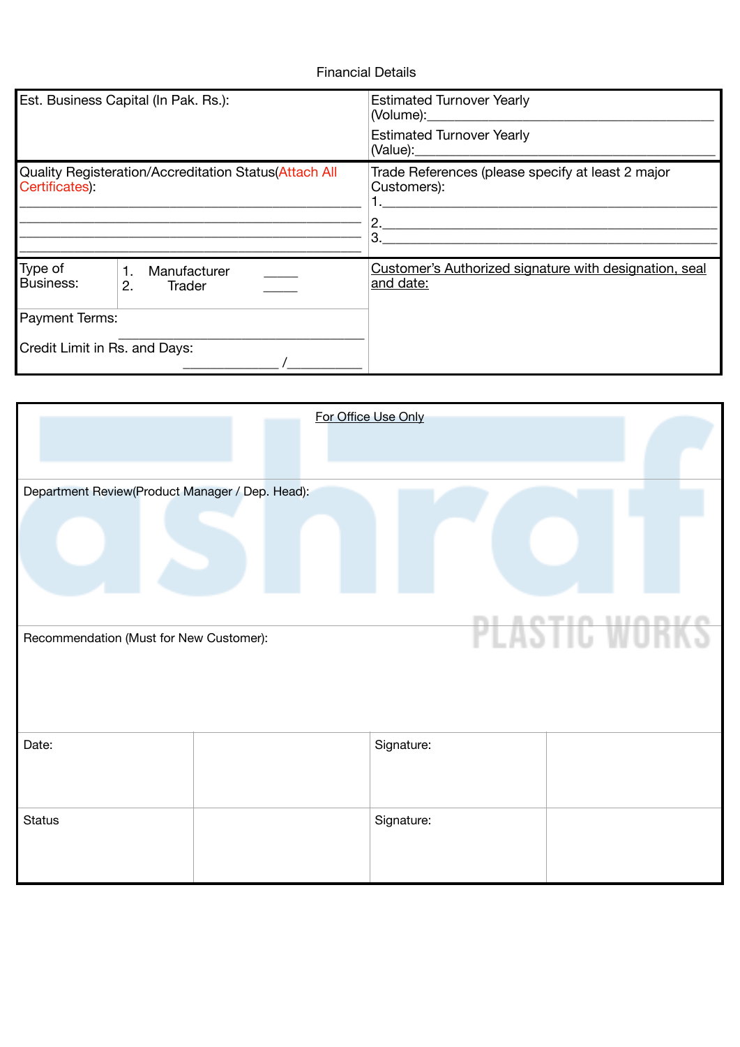Financial Details

| | |
|---|---|
| Est. Business Capital (In Pak. Rs.): | Estimated Turnover Yearly (Volume):___________ <br> Estimated Turnover Yearly (Value):___________ |
| Quality Registeration/Accreditation Status(Attach All Certificates): <br> ___________ <br> ___________ <br> ___________ <br> ___________ | Trade References (please specify at least 2 major Customers): <br> 1.___________ <br> 2.___________ <br> 3.___________ |
| Type of Business: 1. Manufacturer _____ 2. Trader _____ | Customer's Authorized signature with designation, seal and date: |
| Payment Terms: ___________ <br> Credit Limit in Rs. and Days: ___________ / ___________ | |

| For Office Use Only | | | |
|---|---|---|---|
| Department Review(Product Manager / Dep. Head): | | | |
| Recommendation (Must for New Customer): | | | |
| Date: | | Signature: | |
| Status | | Signature: | |

ashraf PLASTIC WORKS